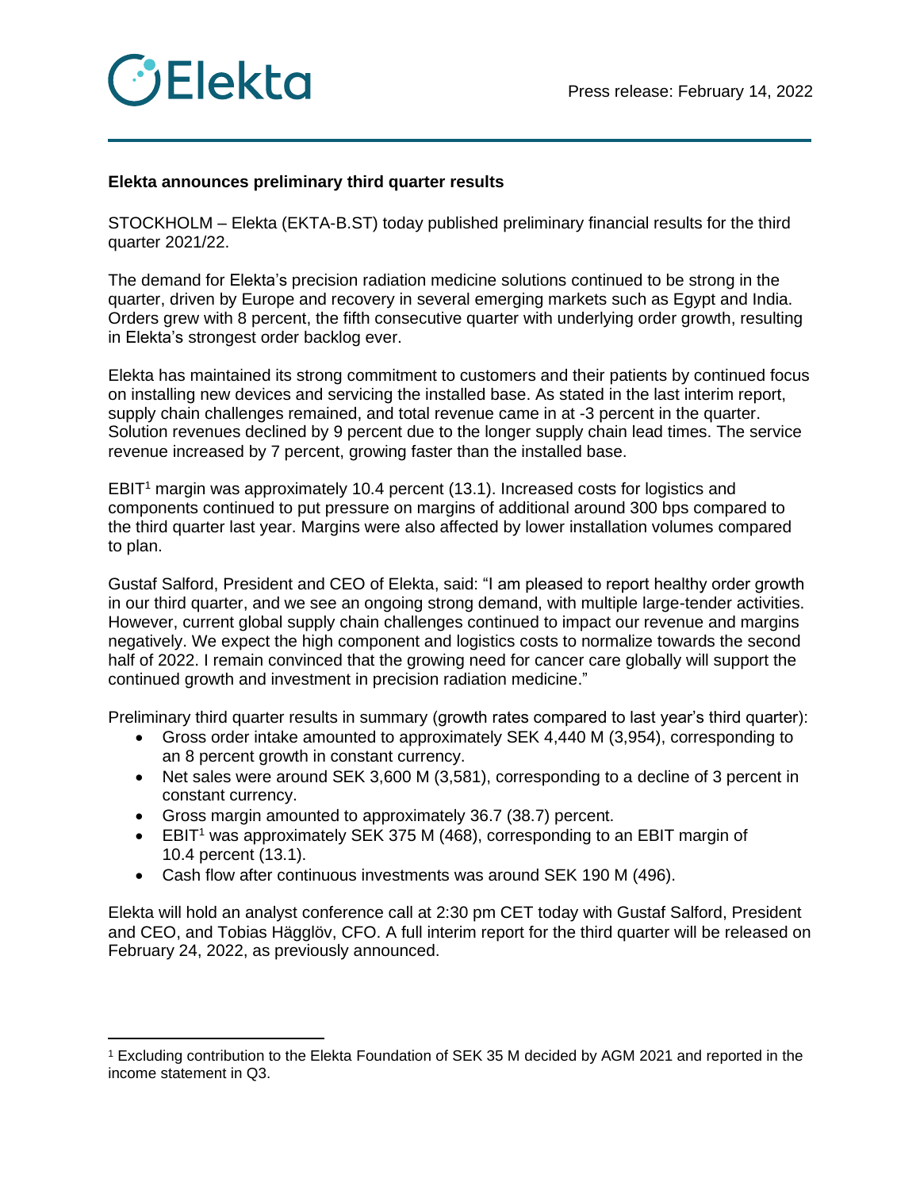Press release: February 14, 2022

**Elekta announces preliminary third quarter results**

STOCKHOLM – Elekta (EKTA-B.ST) today published preliminary financial results for the third quarter 2021/22.

The demand for Elekta's precision radiation medicine solutions continued to be strong in the quarter, driven by Europe and recovery in several emerging markets such as Egypt and India. Orders grew with 8 percent, the fifth consecutive quarter with underlying order growth, resulting in Elekta's strongest order backlog ever.

Elekta has maintained its strong commitment to customers and their patients by continued focus on installing new devices and servicing the installed base. As stated in the last interim report, supply chain challenges remained, and total revenue came in at -3 percent in the quarter. Solution revenues declined by 9 percent due to the longer supply chain lead times. The service revenue increased by 7 percent, growing faster than the installed base.

EBIT[1] margin was approximately 10.4 percent (13.1). Increased costs for logistics and components continued to put pressure on margins of additional around 300 bps compared to the third quarter last year. Margins were also affected by lower installation volumes compared to plan.

Gustaf Salford, President and CEO of Elekta, said: "I am pleased to report healthy order growth in our third quarter, and we see an ongoing strong demand, with multiple large-tender activities. However, current global supply chain challenges continued to impact our revenue and margins negatively. We expect the high component and logistics costs to normalize towards the second half of 2022. I remain convinced that the growing need for cancer care globally will support the continued growth and investment in precision radiation medicine."

Preliminary third quarter results in summary (growth rates compared to last year's third quarter):

- Gross order intake amounted to approximately SEK 4,440 M (3,954), corresponding to an 8 percent growth in constant currency.
- Net sales were around SEK 3,600 M (3,581), corresponding to a decline of 3 percent in constant currency.
- Gross margin amounted to approximately 36.7 (38.7) percent.
- EBIT[1] was approximately SEK 375 M (468), corresponding to an EBIT margin of 10.4 percent (13.1).
- Cash flow after continuous investments was around SEK 190 M (496).

Elekta will hold an analyst conference call at 2:30 pm CET today with Gustaf Salford, President and CEO, and Tobias Hägglöv, CFO. A full interim report for the third quarter will be released on February 24, 2022, as previously announced.

---

[1] Excluding contribution to the Elekta Foundation of SEK 35 M decided by AGM 2021 and reported in the income statement in Q3.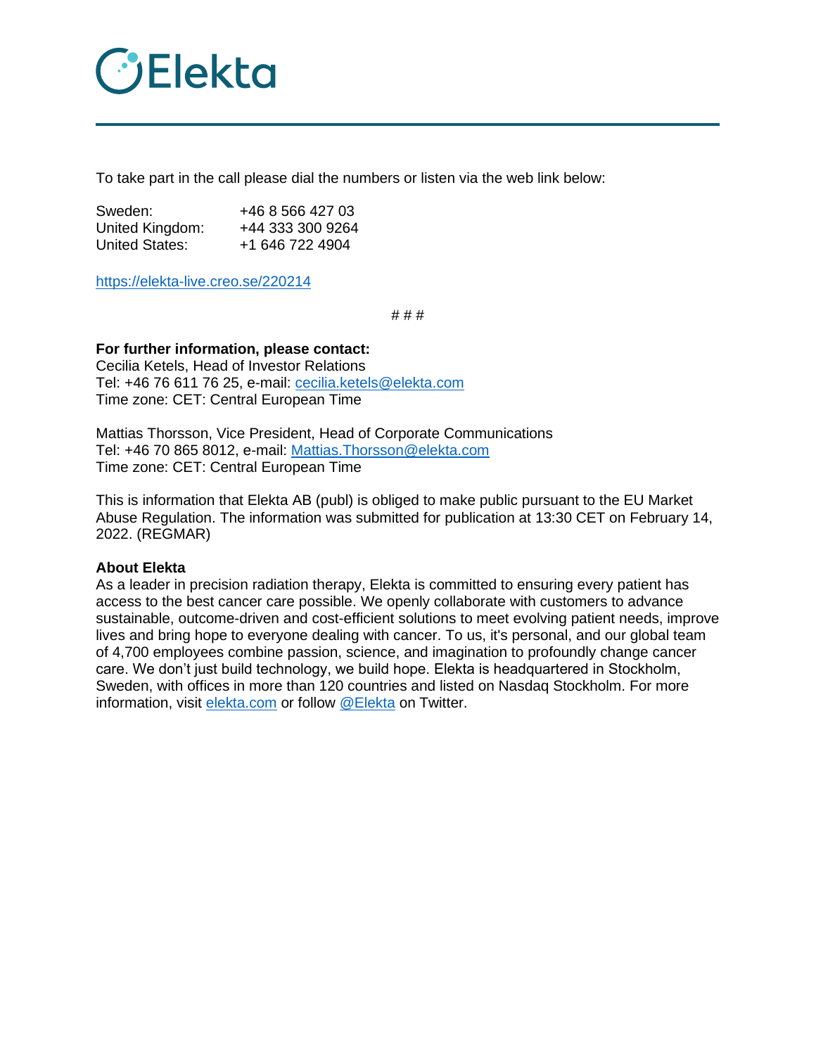To take part in the call please dial the numbers or listen via the web link below:

| | |
|---|---|
| Sweden: | +46 8 566 427 03 |
| United Kingdom: | +44 333 300 9264 |
| United States: | +1 646 722 4904 |

https://elekta-live.creo.se/220214

# # #

**For further information, please contact:**
Cecilia Ketels, Head of Investor Relations
Tel: +46 76 611 76 25, e-mail: cecilia.ketels@elekta.com
Time zone: CET: Central European Time

Mattias Thorsson, Vice President, Head of Corporate Communications
Tel: +46 70 865 8012, e-mail: Mattias.Thorsson@elekta.com
Time zone: CET: Central European Time

This is information that Elekta AB (publ) is obliged to make public pursuant to the EU Market Abuse Regulation. The information was submitted for publication at 13:30 CET on February 14, 2022. (REGMAR)

**About Elekta**
As a leader in precision radiation therapy, Elekta is committed to ensuring every patient has access to the best cancer care possible. We openly collaborate with customers to advance sustainable, outcome-driven and cost-efficient solutions to meet evolving patient needs, improve lives and bring hope to everyone dealing with cancer. To us, it's personal, and our global team of 4,700 employees combine passion, science, and imagination to profoundly change cancer care. We don't just build technology, we build hope. Elekta is headquartered in Stockholm, Sweden, with offices in more than 120 countries and listed on Nasdaq Stockholm. For more information, visit elekta.com or follow @Elekta on Twitter.